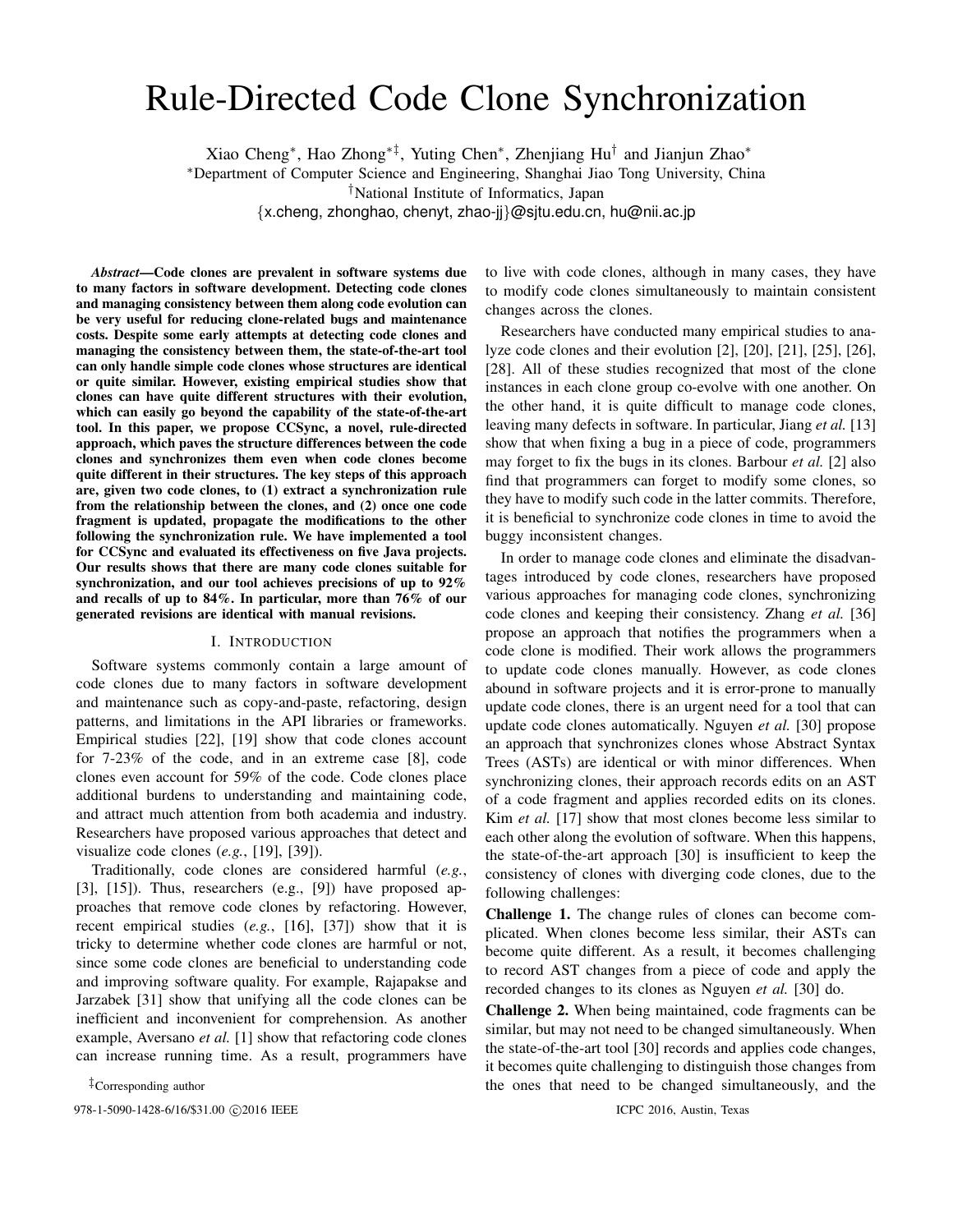# Rule-Directed Code Clone Synchronization

Xiao Cheng*, Hao Zhong*‡, Yuting Chen*, Zhenjiang Hu† and Jianjun Zhao*

*Department of Computer Science and Engineering, Shanghai Jiao Tong University, China

†National Institute of Informatics, Japan

{x.cheng, zhonghao, chenyt, zhao-jj}@sjtu.edu.cn, hu@nii.ac.jp

***Abstract*—Code clones are prevalent in software systems due to many factors in software development. Detecting code clones and managing consistency between them along code evolution can be very useful for reducing clone-related bugs and maintenance costs. Despite some early attempts at detecting code clones and managing the consistency between them, the state-of-the-art tool can only handle simple code clones whose structures are identical or quite similar. However, existing empirical studies show that clones can have quite different structures with their evolution, which can easily go beyond the capability of the state-of-the-art tool. In this paper, we propose CCSync, a novel, rule-directed approach, which paves the structure differences between the code clones and synchronizes them even when code clones become quite different in their structures. The key steps of this approach are, given two code clones, to (1) extract a synchronization rule from the relationship between the clones, and (2) once one code fragment is updated, propagate the modifications to the other following the synchronization rule. We have implemented a tool for CCSync and evaluated its effectiveness on five Java projects. Our results shows that there are many code clones suitable for synchronization, and our tool achieves precisions of up to 92% and recalls of up to 84%. In particular, more than 76% of our generated revisions are identical with manual revisions.**

## I. Introduction

Software systems commonly contain a large amount of code clones due to many factors in software development and maintenance such as copy-and-paste, refactoring, design patterns, and limitations in the API libraries or frameworks. Empirical studies [22], [19] show that code clones account for 7-23% of the code, and in an extreme case [8], code clones even account for 59% of the code. Code clones place additional burdens to understanding and maintaining code, and attract much attention from both academia and industry. Researchers have proposed various approaches that detect and visualize code clones (*e.g.*, [19], [39]).

Traditionally, code clones are considered harmful (*e.g.*, [3], [15]). Thus, researchers (e.g., [9]) have proposed approaches that remove code clones by refactoring. However, recent empirical studies (*e.g.*, [16], [37]) show that it is tricky to determine whether code clones are harmful or not, since some code clones are beneficial to understanding code and improving software quality. For example, Rajapakse and Jarzabek [31] show that unifying all the code clones can be inefficient and inconvenient for comprehension. As another example, Aversano *et al.* [1] show that refactoring code clones can increase running time. As a result, programmers have to live with code clones, although in many cases, they have to modify code clones simultaneously to maintain consistent changes across the clones.

Researchers have conducted many empirical studies to analyze code clones and their evolution [2], [20], [21], [25], [26], [28]. All of these studies recognized that most of the clone instances in each clone group co-evolve with one another. On the other hand, it is quite difficult to manage code clones, leaving many defects in software. In particular, Jiang *et al.* [13] show that when fixing a bug in a piece of code, programmers may forget to fix the bugs in its clones. Barbour *et al.* [2] also find that programmers can forget to modify some clones, so they have to modify such code in the latter commits. Therefore, it is beneficial to synchronize code clones in time to avoid the buggy inconsistent changes.

In order to manage code clones and eliminate the disadvantages introduced by code clones, researchers have proposed various approaches for managing code clones, synchronizing code clones and keeping their consistency. Zhang *et al.* [36] propose an approach that notifies the programmers when a code clone is modified. Their work allows the programmers to update code clones manually. However, as code clones abound in software projects and it is error-prone to manually update code clones, there is an urgent need for a tool that can update code clones automatically. Nguyen *et al.* [30] propose an approach that synchronizes clones whose Abstract Syntax Trees (ASTs) are identical or with minor differences. When synchronizing clones, their approach records edits on an AST of a code fragment and applies recorded edits on its clones. Kim *et al.* [17] show that most clones become less similar to each other along the evolution of software. When this happens, the state-of-the-art approach [30] is insufficient to keep the consistency of clones with diverging code clones, due to the following challenges:

**Challenge 1.** The change rules of clones can become complicated. When clones become less similar, their ASTs can become quite different. As a result, it becomes challenging to record AST changes from a piece of code and apply the recorded changes to its clones as Nguyen *et al.* [30] do.

**Challenge 2.** When being maintained, code fragments can be similar, but may not need to be changed simultaneously. When the state-of-the-art tool [30] records and applies code changes, it becomes quite challenging to distinguish those changes from the ones that need to be changed simultaneously, and the

‡Corresponding author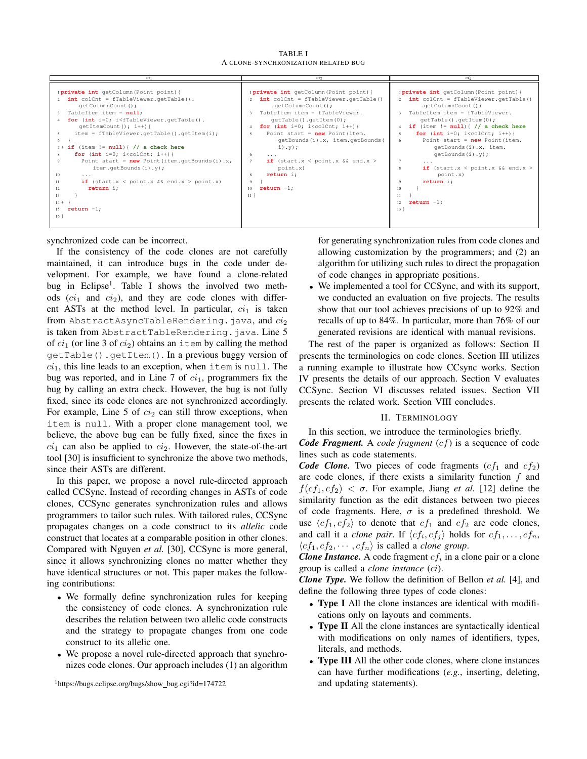TABLE I
A CLONE-SYNCHRONIZATION RELATED BUG

| $ci_1$ | $ci_2$ | $ci_2'$ |
|---|---|---|
| <pre>1 private int getColumn(Point point){<br>2   int colCnt = fTableViewer.getTable().<br>      getColumnCount();<br>3   TableItem item = null;<br>4   for (int i=0; i<fTableViewer.getTable().<br>      getItemCount(); i++){<br>5     item = fTableViewer.getTable().getItem(i);<br>6   }<br>7+  if (item != null){ // a check here<br>8     for (int i=0; i<colCnt; i++){<br>9       Point start = new Point(item.getBounds(i).x,<br>          item.getBounds(i).y);<br>10      ...<br>11      if (start.x < point.x && end.x > point.x)<br>12        return i;<br>13     }<br>14+ }<br>15   return -1;<br>16 }</pre> | <pre>1 private int getColumn(Point point){<br>2   int colCnt = fTableViewer.getTable()<br>      .getColumnCount();<br>3   TableItem item = fTableViewer.<br>      getTable().getItem(0);<br>4   for (int i=0; i<colCnt; i++){<br>5     Point start = new Point(item.<br>        getBounds(i).x, item.getBounds(<br>        i).y);<br>6     ...<br>7     if (start.x < point.x && end.x ><br>        point.x)<br>8     return i;<br>9   }<br>10  return -1;<br>11 }</pre> | <pre>1 private int getColumn(Point point){<br>2   int colCnt = fTableViewer.getTable()<br>      .getColumnCount();<br>3   TableItem item = fTableViewer.<br>      getTable().getItem(0);<br>4   if (item != null){ // a check here<br>5     for (int i=0; i<colCnt; i++){<br>6       Point start = new Point(item.<br>          getBounds(i).x, item.<br>          getBounds(i).y);<br>7       ...<br>8       if (start.x < point.x && end.x ><br>          point.x)<br>9       return i;<br>10    }<br>11  }<br>12  return -1;<br>13 }</pre> |

synchronized code can be incorrect.

If the consistency of the code clones are not carefully maintained, it can introduce bugs in the code under development. For example, we have found a clone-related bug in Eclipse[1]. Table I shows the involved two methods ($ci_1$ and $ci_2$), and they are code clones with different ASTs at the method level. In particular, $ci_1$ is taken from `AbstractAsyncTableRendering.java`, and $ci_2$ is taken from `AbstractTableRendering.java`. Line 5 of $ci_1$ (or line 3 of $ci_2$) obtains an `item` by calling the method `getTable().getItem()`. In a previous buggy version of $ci_1$, this line leads to an exception, when `item` is `null`. The bug was reported, and in Line 7 of $ci_1$, programmers fix the bug by calling an extra check. However, the bug is not fully fixed, since its code clones are not synchronized accordingly. For example, Line 5 of $ci_2$ can still throw exceptions, when `item` is `null`. With a proper clone management tool, we believe, the above bug can be fully fixed, since the fixes in $ci_1$ can also be applied to $ci_2$. However, the state-of-the-art tool [30] is insufficient to synchronize the above two methods, since their ASTs are different.

In this paper, we propose a novel rule-directed approach called CCSync. Instead of recording changes in ASTs of code clones, CCSync generates synchronization rules and allows programmers to tailor such rules. With tailored rules, CCSync propagates changes on a code construct to its *allelic* code construct that locates at a comparable position in other clones. Compared with Nguyen *et al.* [30], CCSync is more general, since it allows synchronizing clones no matter whether they have identical structures or not. This paper makes the following contributions:

- We formally define synchronization rules for keeping the consistency of code clones. A synchronization rule describes the relation between two allelic code constructs and the strategy to propagate changes from one code construct to its allelic one.
- We propose a novel rule-directed approach that synchronizes code clones. Our approach includes (1) an algorithm for generating synchronization rules from code clones and allowing customization by the programmers; and (2) an algorithm for utilizing such rules to direct the propagation of code changes in appropriate positions.
- We implemented a tool for CCSync, and with its support, we conducted an evaluation on five projects. The results show that our tool achieves precisions of up to 92% and recalls of up to 84%. In particular, more than 76% of our generated revisions are identical with manual revisions.

The rest of the paper is organized as follows: Section II presents the terminologies on code clones. Section III utilizes a running example to illustrate how CCsync works. Section IV presents the details of our approach. Section V evaluates CCSync. Section VI discusses related issues. Section VII presents the related work. Section VIII concludes.

## II. Terminology

In this section, we introduce the terminologies briefly.

***Code Fragment.*** A *code fragment* ($cf$) is a sequence of code lines such as code statements.

***Code Clone.*** Two pieces of code fragments ($cf_1$ and $cf_2$) are code clones, if there exists a similarity function $f$ and $f(cf_1, cf_2) < \sigma$. For example, Jiang *et al.* [12] define the similarity function as the edit distances between two pieces of code fragments. Here, $\sigma$ is a predefined threshold. We use $\langle cf_1, cf_2 \rangle$ to denote that $cf_1$ and $cf_2$ are code clones, and call it a *clone pair*. If $\langle cf_i, cf_j \rangle$ holds for $cf_1, \ldots, cf_n$, $\langle cf_1, cf_2, \cdots, cf_n \rangle$ is called a *clone group*.

***Clone Instance.*** A code fragment $cf_i$ in a clone pair or a clone group is called a *clone instance* ($ci$).

***Clone Type.*** We follow the definition of Bellon *et al.* [4], and define the following three types of code clones:

- **Type I** All the clone instances are identical with modifications only on layouts and comments.
- **Type II** All the clone instances are syntactically identical with modifications on only names of identifiers, types, literals, and methods.
- **Type III** All the other code clones, where clone instances can have further modifications (*e.g.*, inserting, deleting, and updating statements).

[1] https://bugs.eclipse.org/bugs/show_bug.cgi?id=174722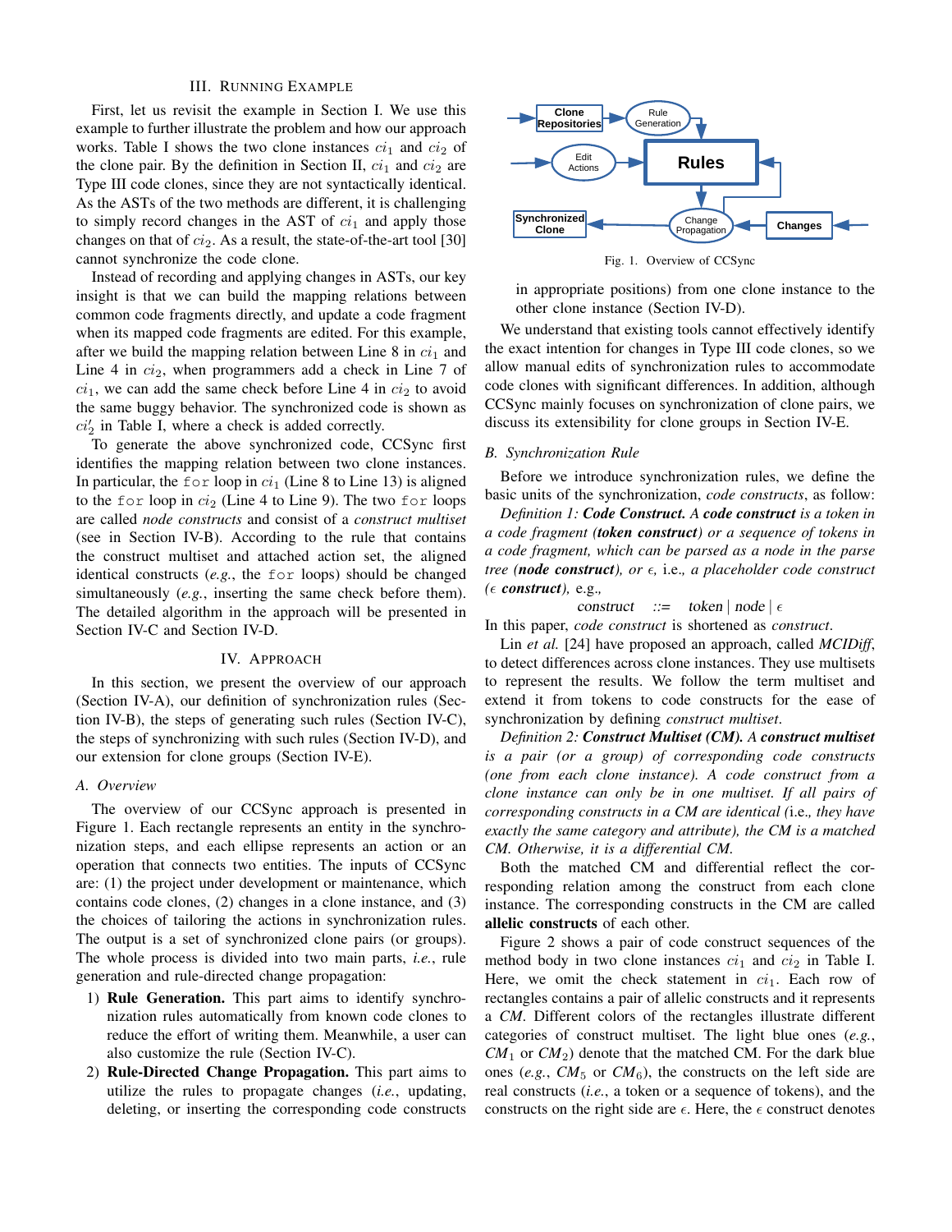## III. Running Example

First, let us revisit the example in Section I. We use this example to further illustrate the problem and how our approach works. Table I shows the two clone instances $ci_1$ and $ci_2$ of the clone pair. By the definition in Section II, $ci_1$ and $ci_2$ are Type III code clones, since they are not syntactically identical. As the ASTs of the two methods are different, it is challenging to simply record changes in the AST of $ci_1$ and apply those changes on that of $ci_2$. As a result, the state-of-the-art tool [30] cannot synchronize the code clone.

Instead of recording and applying changes in ASTs, our key insight is that we can build the mapping relations between common code fragments directly, and update a code fragment when its mapped code fragments are edited. For this example, after we build the mapping relation between Line 8 in $ci_1$ and Line 4 in $ci_2$, when programmers add a check in Line 7 of $ci_1$, we can add the same check before Line 4 in $ci_2$ to avoid the same buggy behavior. The synchronized code is shown as $ci_2'$ in Table I, where a check is added correctly.

To generate the above synchronized code, CCSync first identifies the mapping relation between two clone instances. In particular, the `for` loop in $ci_1$ (Line 8 to Line 13) is aligned to the `for` loop in $ci_2$ (Line 4 to Line 9). The two `for` loops are called *node constructs* and consist of a *construct multiset* (see in Section IV-B). According to the rule that contains the construct multiset and attached action set, the aligned identical constructs (*e.g.*, the `for` loops) should be changed simultaneously (*e.g.*, inserting the same check before them). The detailed algorithm in the approach will be presented in Section IV-C and Section IV-D.

## IV. Approach

In this section, we present the overview of our approach (Section IV-A), our definition of synchronization rules (Section IV-B), the steps of generating such rules (Section IV-C), the steps of synchronizing with such rules (Section IV-D), and our extension for clone groups (Section IV-E).

### A. Overview

The overview of our CCSync approach is presented in Figure 1. Each rectangle represents an entity in the synchronization steps, and each ellipse represents an action or an operation that connects two entities. The inputs of CCSync are: (1) the project under development or maintenance, which contains code clones, (2) changes in a clone instance, and (3) the choices of tailoring the actions in synchronization rules. The output is a set of synchronized clone pairs (or groups). The whole process is divided into two main parts, *i.e.*, rule generation and rule-directed change propagation:

1) **Rule Generation.** This part aims to identify synchronization rules automatically from known code clones to reduce the effort of writing them. Meanwhile, a user can also customize the rule (Section IV-C).
2) **Rule-Directed Change Propagation.** This part aims to utilize the rules to propagate changes (*i.e.*, updating, deleting, or inserting the corresponding code constructs in appropriate positions) from one clone instance to the other clone instance (Section IV-D).

Fig. 1. Overview of CCSync

We understand that existing tools cannot effectively identify the exact intention for changes in Type III code clones, so we allow manual edits of synchronization rules to accommodate code clones with significant differences. In addition, although CCSync mainly focuses on synchronization of clone pairs, we discuss its extensibility for clone groups in Section IV-E.

### B. Synchronization Rule

Before we introduce synchronization rules, we define the basic units of the synchronization, *code constructs*, as follow:

*Definition 1:* ***Code Construct.*** *A* ***code construct*** *is a token in a code fragment (**token construct**) or a sequence of tokens in a code fragment, which can be parsed as a node in the parse tree (**node construct**), or $\epsilon$,* i.e.*, a placeholder code construct ($\epsilon$ **construct**),* e.g.*,*

$$\textit{construct} \quad ::= \quad \textit{token} \mid \textit{node} \mid \epsilon$$

In this paper, *code construct* is shortened as *construct*.

Lin *et al.* [24] have proposed an approach, called *MCIDiff*, to detect differences across clone instances. They use multisets to represent the results. We follow the term multiset and extend it from tokens to code constructs for the ease of synchronization by defining *construct multiset*.

*Definition 2:* ***Construct Multiset (CM).*** *A* ***construct multiset*** *is a pair (or a group) of corresponding code constructs (one from each clone instance). A code construct from a clone instance can only be in one multiset. If all pairs of corresponding constructs in a CM are identical (*i.e.*, they have exactly the same category and attribute), the CM is a matched CM. Otherwise, it is a differential CM.*

Both the matched CM and differential reflect the corresponding relation among the construct from each clone instance. The corresponding constructs in the CM are called **allelic constructs** of each other.

Figure 2 shows a pair of code construct sequences of the method body in two clone instances $ci_1$ and $ci_2$ in Table I. Here, we omit the check statement in $ci_1$. Each row of rectangles contains a pair of allelic constructs and it represents a *CM*. Different colors of the rectangles illustrate different categories of construct multiset. The light blue ones (*e.g.*, $CM_1$ or $CM_2$) denote that the matched CM. For the dark blue ones (*e.g.*, $CM_5$ or $CM_6$), the constructs on the left side are real constructs (*i.e.*, a token or a sequence of tokens), and the constructs on the right side are $\epsilon$. Here, the $\epsilon$ construct denotes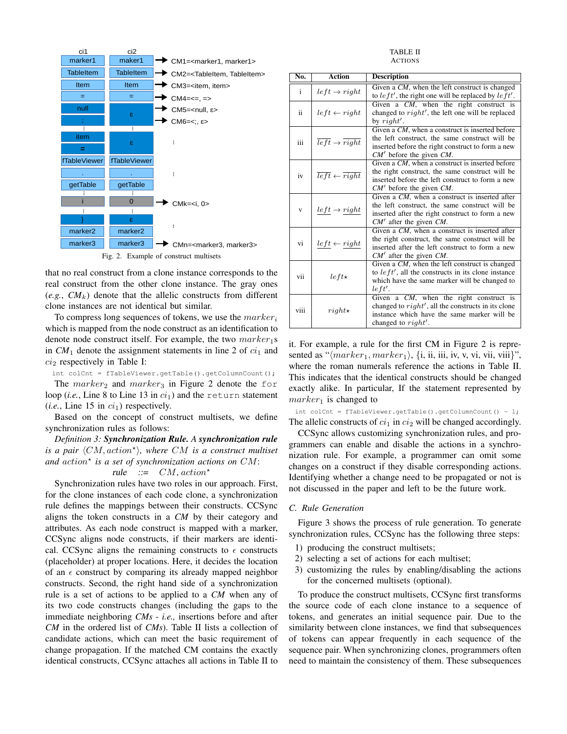Fig. 2. Example of construct multisets

that no real construct from a clone instance corresponds to the real construct from the other clone instance. The gray ones (*e.g.*, $CM_k$) denote that the allelic constructs from different clone instances are not identical but similar.

To compress long sequences of tokens, we use the $marker_i$ which is mapped from the node construct as an identification to denote node construct itself. For example, the two $marker_1$s in $CM_1$ denote the assignment statements in line 2 of $ci_1$ and $ci_2$ respectively in Table I:

```
int colCnt = fTableViewer.getTable().getColumnCount();
```

The $marker_2$ and $marker_3$ in Figure 2 denote the `for` loop (*i.e.*, Line 8 to Line 13 in $ci_1$) and the `return` statement (*i.e.*, Line 15 in $ci_1$) respectively.

Based on the concept of construct multisets, we define synchronization rules as follows:

*Definition 3:* ***Synchronization Rule.*** *A* ***synchronization rule*** *is a pair* $\langle CM, action^{\star}\rangle$*, where* $CM$ *is a construct multiset and* $action^{\star}$ *is a set of synchronization actions on* $CM$:

$$rule \quad ::= \quad CM, action^{\star}$$

Synchronization rules have two roles in our approach. First, for the clone instances of each code clone, a synchronization rule defines the mappings between their constructs. CCSync aligns the token constructs in a *CM* by their category and attributes. As each node construct is mapped with a marker, CCSync aligns node constructs, if their markers are identical. CCSync aligns the remaining constructs to $\epsilon$ constructs (placeholder) at proper locations. Here, it decides the location of an $\epsilon$ construct by comparing its already mapped neighbor constructs. Second, the right hand side of a synchronization rule is a set of actions to be applied to a *CM* when any of its two code constructs changes (including the gaps to the immediate neighboring *CMs* - *i.e.,* insertions before and after *CM* in the ordered list of *CMs*). Table II lists a collection of candidate actions, which can meet the basic requirement of change propagation. If the matched CM contains the exactly identical constructs, CCSync attaches all actions in Table II to it. For example, a rule for the first CM in Figure 2 is represented as "$\langle marker_1, marker_1\rangle$, {i, ii, iii, iv, v, vi, vii, viii}", where the roman numerals reference the actions in Table II. This indicates that the identical constructs should be changed exactly alike. In particular, If the statement represented by $marker_1$ is changed to

```
int colCnt = fTableViewer.getTable().getColumnCount() - 1;
```

The allelic constructs of $ci_1$ in $ci_2$ will be changed accordingly.

TABLE II
ACTIONS

| No. | Action | Description |
|---|---|---|
| i | $left \rightarrow right$ | Given a *CM*, when the left construct is changed to $left'$, the right one will be replaced by $left'$. |
| ii | $left \leftarrow right$ | Given a *CM*, when the right construct is changed to $right'$, the left one will be replaced by $right'$. |
| iii | $\overline{left} \rightarrow \overline{right}$ | Given a *CM*, when a construct is inserted before the left construct, the same construct will be inserted before the right construct to form a new $CM'$ before the given *CM*. |
| iv | $\overline{left} \leftarrow \overline{right}$ | Given a *CM*, when a construct is inserted before the right construct, the same construct will be inserted before the left construct to form a new $CM'$ before the given *CM*. |
| v | $\underline{left} \rightarrow \underline{right}$ | Given a *CM*, when a construct is inserted after the left construct, the same construct will be inserted after the right construct to form a new $CM'$ after the given *CM*. |
| vi | $\underline{left} \leftarrow \underline{right}$ | Given a *CM*, when a construct is inserted after the right construct, the same construct will be inserted after the left construct to form a new $CM'$ after the given *CM*. |
| vii | $left\star$ | Given a *CM*, when the left construct is changed to $left'$, all the constructs in its clone instance which have the same marker will be changed to $left'$. |
| viii | $right\star$ | Given a *CM*, when the right construct is changed to $right'$, all the constructs in its clone instance which have the same marker will be changed to $right'$. |

CCSync allows customizing synchronization rules, and programmers can enable and disable the actions in a synchronization rule. For example, a programmer can omit some changes on a construct if they disable corresponding actions. Identifying whether a change need to be propagated or not is not discussed in the paper and left to be the future work.

## C. Rule Generation

Figure 3 shows the process of rule generation. To generate synchronization rules, CCSync has the following three steps:

1) producing the construct multisets;
2) selecting a set of actions for each multiset;
3) customizing the rules by enabling/disabling the actions for the concerned multisets (optional).

To produce the construct multisets, CCSync first transforms the source code of each clone instance to a sequence of tokens, and generates an initial sequence pair. Due to the similarity between clone instances, we find that subsequences of tokens can appear frequently in each sequence of the sequence pair. When synchronizing clones, programmers often need to maintain the consistency of them. These subsequences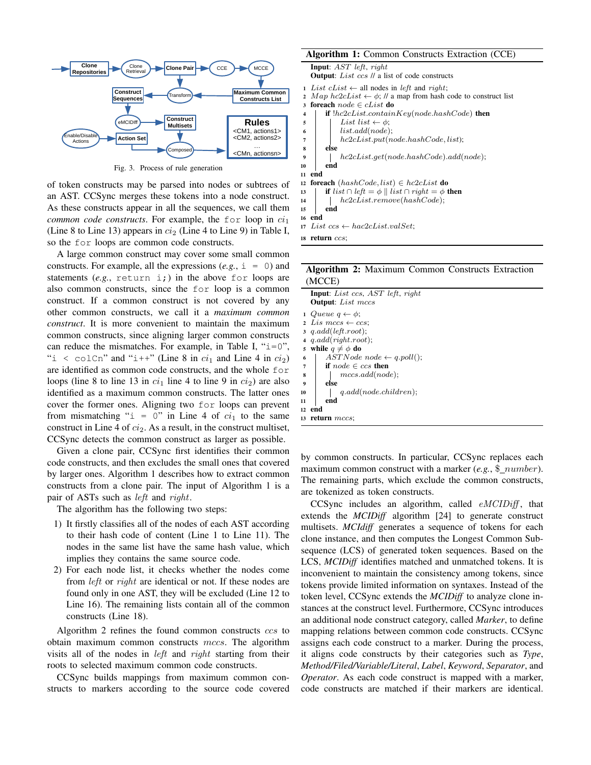Fig. 3. Process of rule generation

of token constructs may be parsed into nodes or subtrees of an AST. CCSync merges these tokens into a node construct. As these constructs appear in all the sequences, we call them *common code constructs*. For example, the `for` loop in $ci_1$ (Line 8 to Line 13) appears in $ci_2$ (Line 4 to Line 9) in Table I, so the `for` loops are common code constructs.

A large common construct may cover some small common constructs. For example, all the expressions (*e.g.*, `i = 0`) and statements (*e.g.*, `return i;`) in the above `for` loops are also common constructs, since the `for` loop is a common construct. If a common construct is not covered by any other common constructs, we call it a *maximum common construct*. It is more convenient to maintain the maximum common constructs, since aligning larger common constructs can reduce the mismatches. For example, in Table I, "`i=0`", "`i < colCn`" and "`i++`" (Line 8 in $ci_1$ and Line 4 in $ci_2$) are identified as common code constructs, and the whole `for` loops (line 8 to line 13 in $ci_1$ line 4 to line 9 in $ci_2$) are also identified as a maximum common constructs. The latter ones cover the former ones. Aligning two `for` loops can prevent from mismatching "`i = 0`" in Line 4 of $ci_1$ to the same construct in Line 4 of $ci_2$. As a result, in the construct multiset, CCSync detects the common construct as larger as possible.

Given a clone pair, CCSync first identifies their common code constructs, and then excludes the small ones that covered by larger ones. Algorithm 1 describes how to extract common constructs from a clone pair. The input of Algorithm 1 is a pair of ASTs such as *left* and *right*.

The algorithm has the following two steps:

1) It firstly classifies all of the nodes of each AST according to their hash code of content (Line 1 to Line 11). The nodes in the same list have the same hash value, which implies they contains the same source code.
2) For each node list, it checks whether the nodes come from *left* or *right* are identical or not. If these nodes are found only in one AST, they will be excluded (Line 12 to Line 16). The remaining lists contain all of the common constructs (Line 18).

Algorithm 2 refines the found common constructs *ccs* to obtain maximum common constructs *mccs*. The algorithm visits all of the nodes in *left* and *right* starting from their roots to selected maximum common code constructs.

CCSync builds mappings from maximum common constructs to markers according to the source code covered

**Algorithm 1:** Common Constructs Extraction (CCE)

```
Input: AST left, right
Output: List ccs // a list of code constructs
1  List cList ← all nodes in left and right;
2  Map hc2cList ← φ; // a map from hash code to construct list
3  foreach node ∈ cList do
4      if !hc2cList.containKey(node.hashCode) then
5          List list ← φ;
6          list.add(node);
7          hc2cList.put(node.hashCode, list);
8      else
9          hc2cList.get(node.hashCode).add(node);
10     end
11 end
12 foreach (hashCode, list) ∈ hc2cList do
13     if list ∩ left = φ || list ∩ right = φ then
14         hc2cList.remove(hashCode);
15     end
16 end
17 List ccs ← hac2cList.valSet;
18 return ccs;
```

**Algorithm 2:** Maximum Common Constructs Extraction (MCCE)

```
Input: List ccs, AST left, right
Output: List mccs
1  Queue q ← φ;
2  Lis mccs ← ccs;
3  q.add(left.root);
4  q.add(right.root);
5  while q ≠ φ do
6      ASTNode node ← q.poll();
7      if node ∈ ccs then
8          mccs.add(node);
9      else
10         q.add(node.children);
11     end
12 end
13 return mccs;
```

by common constructs. In particular, CCSync replaces each maximum common construct with a marker (*e.g.*, $\$\_number$). The remaining parts, which exclude the common constructs, are tokenized as token constructs.

CCSync includes an algorithm, called *eMCIDiff*, that extends the *MCIDiff* algorithm [24] to generate construct multisets. *MCIdiff* generates a sequence of tokens for each clone instance, and then computes the Longest Common Subsequence (LCS) of generated token sequences. Based on the LCS, *MCIDiff* identifies matched and unmatched tokens. It is inconvenient to maintain the consistency among tokens, since tokens provide limited information on syntaxes. Instead of the token level, CCSync extends the *MCIDiff* to analyze clone instances at the construct level. Furthermore, CCSync introduces an additional node construct category, called *Marker*, to define mapping relations between common code constructs. CCSync assigns each code construct to a marker. During the process, it aligns code constructs by their categories such as *Type*, *Method/Filed/Variable/Literal*, *Label*, *Keyword*, *Separator*, and *Operator*. As each code construct is mapped with a marker, code constructs are matched if their markers are identical.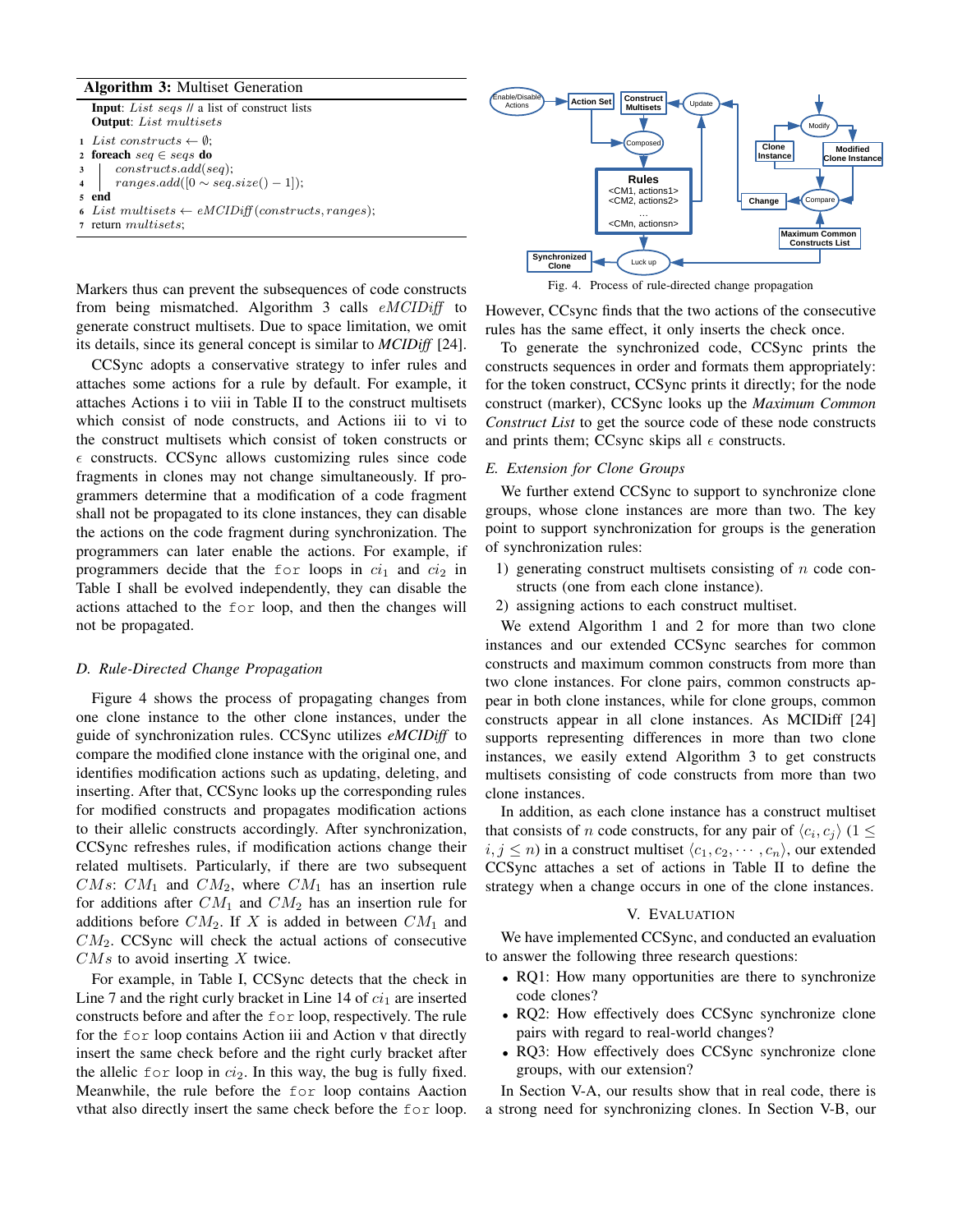**Algorithm 3:** Multiset Generation

```
Input: List seqs // a list of construct lists
Output: List multisets
1 List constructs ← ∅;
2 foreach seq ∈ seqs do
3     constructs.add(seq);
4     ranges.add([0 ∼ seq.size() − 1]);
5 end
6 List multisets ← eMCIDiff(constructs, ranges);
7 return multisets;
```

Markers thus can prevent the subsequences of code constructs from being mismatched. Algorithm 3 calls *eMCIDiff* to generate construct multisets. Due to space limitation, we omit its details, since its general concept is similar to ***MCIDiff*** [24].

CCSync adopts a conservative strategy to infer rules and attaches some actions for a rule by default. For example, it attaches Actions i to viii in Table II to the construct multisets which consist of node constructs, and Actions iii to vi to the construct multisets which consist of token constructs or $\epsilon$ constructs. CCSync allows customizing rules since code fragments in clones may not change simultaneously. If programmers determine that a modification of a code fragment shall not be propagated to its clone instances, they can disable the actions on the code fragment during synchronization. The programmers can later enable the actions. For example, if programmers decide that the `for` loops in $ci_1$ and $ci_2$ in Table I shall be evolved independently, they can disable the actions attached to the `for` loop, and then the changes will not be propagated.

### *D. Rule-Directed Change Propagation*

Figure 4 shows the process of propagating changes from one clone instance to the other clone instance, under the guide of synchronization rules. CCSync utilizes ***eMCIDiff*** to compare the modified clone instance with the original one, and identifies modification actions such as updating, deleting, and inserting. After that, CCSync looks up the corresponding rules for modified constructs and propagates modification actions to their allelic constructs accordingly. After synchronization, CCSync refreshes rules, if modification actions change their related multisets. Particularly, if there are two subsequent $CMs$: $CM_1$ and $CM_2$, where $CM_1$ has an insertion rule for additions after $CM_1$ and $CM_2$ has an insertion rule for additions before $CM_2$. If $X$ is added in between $CM_1$ and $CM_2$. CCSync will check the actual actions of consecutive $CMs$ to avoid inserting $X$ twice.

For example, in Table I, CCSync detects that the check in Line 7 and the right curly bracket in Line 14 of $ci_1$ are inserted constructs before and after the `for` loop, respectively. The rule for the `for` loop contains Action iii and Action v that directly insert the same check before and the right curly bracket after the allelic `for` loop in $ci_2$. In this way, the bug is fully fixed. Meanwhile, the rule before the `for` loop contains Aaction vthat also directly insert the same check before the `for` loop.

Fig. 4. Process of rule-directed change propagation

However, CCsync finds that the two actions of the consecutive rules has the same effect, it only inserts the check once.

To generate the synchronized code, CCSync prints the constructs sequences in order and formats them appropriately: for the token construct, CCSync prints it directly; for the node construct (marker), CCSync looks up the *Maximum Common Construct List* to get the source code of these node constructs and prints them; CCsync skips all $\epsilon$ constructs.

### *E. Extension for Clone Groups*

We further extend CCSync to support to synchronize clone groups, whose clone instances are more than two. The key point to support synchronization for groups is the generation of synchronization rules:

1) generating construct multisets consisting of $n$ code constructs (one from each clone instance).
2) assigning actions to each construct multiset.

We extend Algorithm 1 and 2 for more than two clone instances and our extended CCSync searches for common constructs and maximum common constructs from more than two clone instances. For clone pairs, common constructs appear in both clone instances, while for clone groups, common constructs appear in all clone instances. As MCIDiff [24] supports representing differences in more than two clone instances, we easily extend Algorithm 3 to get constructs multisets consisting of code constructs from more than two clone instances.

In addition, as each clone instance has a construct multiset that consists of $n$ code constructs, for any pair of $\langle c_i, c_j \rangle$ ($1 \leq i, j \leq n$) in a construct multiset $\langle c_1, c_2, \cdots, c_n \rangle$, our extended CCSync attaches a set of actions in Table II to define the strategy when a change occurs in one of the clone instances.

## V. Evaluation

We have implemented CCSync, and conducted an evaluation to answer the following three research questions:

- RQ1: How many opportunities are there to synchronize code clones?
- RQ2: How effectively does CCSync synchronize clone pairs with regard to real-world changes?
- RQ3: How effectively does CCSync synchronize clone groups, with our extension?

In Section V-A, our results show that in real code, there is a strong need for synchronizing clones. In Section V-B, our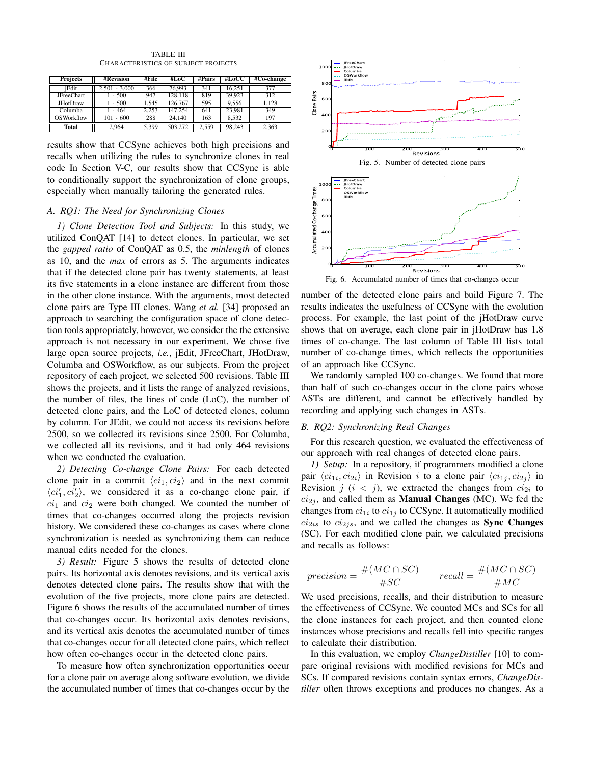TABLE III
CHARACTERISTICS OF SUBJECT PROJECTS

| Projects | #Revision | #File | #LoC | #Pairs | #LoCC | #Co-change |
|---|---|---|---|---|---|---|
| jEdit | 2,501 - 3,000 | 366 | 76,993 | 341 | 16,251 | 377 |
| JFreeChart | 1 - 500 | 947 | 128,118 | 819 | 39,923 | 312 |
| JHotDraw | 1 - 500 | 1,545 | 126,767 | 595 | 9,556 | 1,128 |
| Columba | 1 - 464 | 2,253 | 147,254 | 641 | 23,981 | 349 |
| OSWorkflow | 101 - 600 | 288 | 24,140 | 163 | 8,532 | 197 |
| **Total** | 2,964 | 5,399 | 503,272 | 2,559 | 98,243 | 2,363 |

results show that CCSync achieves both high precisions and recalls when utilizing the rules to synchronize clones in real code In Section V-C, our results show that CCSync is able to conditionally support the synchronization of clone groups, especially when manually tailoring the generated rules.

### A. RQ1: The Need for Synchronizing Clones

*1) Clone Detection Tool and Subjects:* In this study, we utilized ConQAT [14] to detect clones. In particular, we set the *gapped ratio* of ConQAT as 0.5, the *minlength* of clones as 10, and the *max* of errors as 5. The arguments indicates that if the detected clone pair has twenty statements, at least its five statements in a clone instance are different from those in the other clone instance. With the arguments, most detected clone pairs are Type III clones. Wang *et al.* [34] proposed an approach to searching the configuration space of clone detection tools appropriately, however, we consider the the extensive approach is not necessary in our experiment. We chose five large open source projects, *i.e.*, jEdit, JFreeChart, JHotDraw, Columba and OSWorkflow, as our subjects. From the project repository of each project, we selected 500 revisions. Table III shows the projects, and it lists the range of analyzed revisions, the number of files, the lines of code (LoC), the number of detected clone pairs, and the LoC of detected clones, column by column. For JEdit, we could not access its revisions before 2500, so we collected its revisions since 2500. For Columba, we collected all its revisions, and it had only 464 revisions when we conducted the evaluation.

*2) Detecting Co-change Clone Pairs:* For each detected clone pair in a commit $\langle ci_1, ci_2\rangle$ and in the next commit $\langle ci'_1, ci'_2\rangle$, we considered it as a co-change clone pair, if $ci_1$ and $ci_2$ were both changed. We counted the number of times that co-changes occurred along the projects revision history. We considered these co-changes as cases where clone synchronization is needed as synchronizing them can reduce manual edits needed for the clones.

*3) Result:* Figure 5 shows the results of detected clone pairs. Its horizontal axis denotes revisions, and its vertical axis denotes detected clone pairs. The results show that with the evolution of the five projects, more clone pairs are detected. Figure 6 shows the results of the accumulated number of times that co-changes occur. Its horizontal axis denotes revisions, and its vertical axis denotes the accumulated number of times that co-changes occur for all detected clone pairs, which reflect how often co-changes occur in the detected clone pairs.

To measure how often synchronization opportunities occur for a clone pair on average along software evolution, we divide the accumulated number of times that co-changes occur by the

Fig. 5. Number of detected clone pairs

Fig. 6. Accumulated number of times that co-changes occur

number of the detected clone pairs and build Figure 7. The results indicates the usefulness of CCSync with the evolution process. For example, the last point of the jHotDraw curve shows that on average, each clone pair in jHotDraw has 1.8 times of co-change. The last column of Table III lists total number of co-change times, which reflects the opportunities of an approach like CCSync.

We randomly sampled 100 co-changes. We found that more than half of such co-changes occur in the clone pairs whose ASTs are different, and cannot be effectively handled by recording and applying such changes in ASTs.

### B. RQ2: Synchronizing Real Changes

For this research question, we evaluated the effectiveness of our approach with real changes of detected clone pairs.

*1) Setup:* In a repository, if programmers modified a clone pair $\langle ci_{1i}, ci_{2i}\rangle$ in Revision $i$ to a clone pair $\langle ci_{1j}, ci_{2j}\rangle$ in Revision $j$ ($i < j$), we extracted the changes from $ci_{2i}$ to $ci_{2j}$, and called them as **Manual Changes** (MC). We fed the changes from $ci_{1i}$ to $ci_{1j}$ to CCSync. It automatically modified $ci_{2is}$ to $ci_{2js}$, and we called the changes as **Sync Changes** (SC). For each modified clone pair, we calculated precisions and recalls as follows:

$$precision = \frac{\#(MC \cap SC)}{\#SC} \qquad recall = \frac{\#(MC \cap SC)}{\#MC}$$

We used precisions, recalls, and their distribution to measure the effectiveness of CCSync. We counted MCs and SCs for all the clone instances for each project, and then counted clone instances whose precisions and recalls fell into specific ranges to calculate their distribution.

In this evaluation, we employ *ChangeDistiller* [10] to compare original revisions with modified revisions for MCs and SCs. If compared revisions contain syntax errors, *ChangeDistiller* often throws exceptions and produces no changes. As a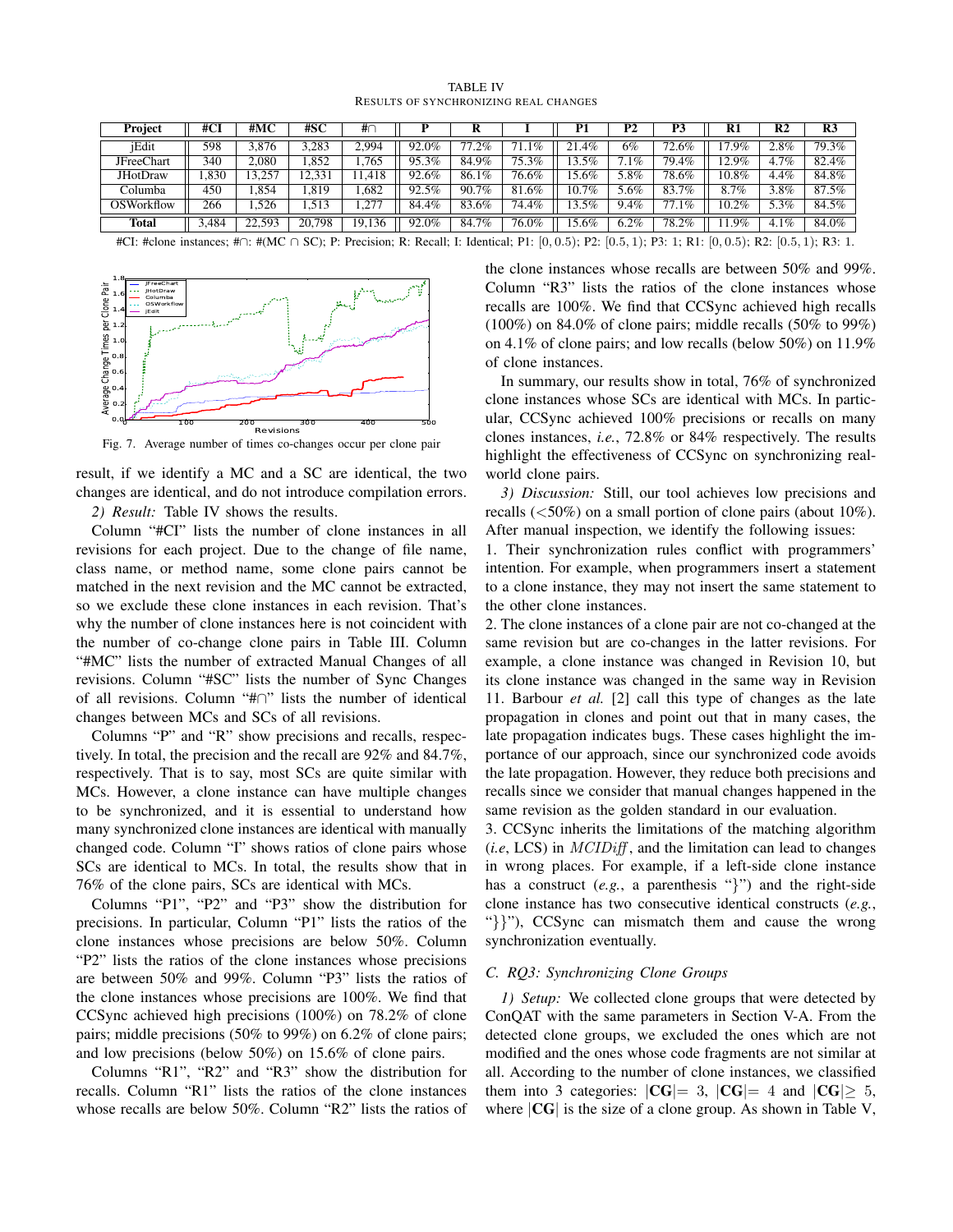TABLE IV
RESULTS OF SYNCHRONIZING REAL CHANGES

| Project | #CI | #MC | #SC | #∩ | P | R | I | P1 | P2 | P3 | R1 | R2 | R3 |
|---|---|---|---|---|---|---|---|---|---|---|---|---|---|
| jEdit | 598 | 3,876 | 3,283 | 2,994 | 92.0% | 77.2% | 71.1% | 21.4% | 6% | 72.6% | 17.9% | 2.8% | 79.3% |
| JFreeChart | 340 | 2,080 | 1,852 | 1,765 | 95.3% | 84.9% | 75.3% | 13.5% | 7.1% | 79.4% | 12.9% | 4.7% | 82.4% |
| JHotDraw | 1,830 | 13,257 | 12,331 | 11,418 | 92.6% | 86.1% | 76.6% | 15.6% | 5.8% | 78.6% | 10.8% | 4.4% | 84.8% |
| Columba | 450 | 1,854 | 1,819 | 1,682 | 92.5% | 90.7% | 81.6% | 10.7% | 5.6% | 83.7% | 8.7% | 3.8% | 87.5% |
| OSWorkflow | 266 | 1,526 | 1,513 | 1,277 | 84.4% | 83.6% | 74.4% | 13.5% | 9.4% | 77.1% | 10.2% | 5.3% | 84.5% |
| **Total** | 3,484 | 22,593 | 20,798 | 19,136 | 92.0% | 84.7% | 76.0% | 15.6% | 6.2% | 78.2% | 11.9% | 4.1% | 84.0% |

#CI: #clone instances; #∩: #(MC ∩ SC); P: Precision; R: Recall; I: Identical; P1: $[0, 0.5)$; P2: $[0.5, 1)$; P3: 1; R1: $[0, 0.5)$; R2: $[0.5, 1)$; R3: 1.

Fig. 7. Average number of times co-changes occur per clone pair

result, if we identify a MC and a SC are identical, the two changes are identical, and do not introduce compilation errors.

*2) Result:* Table IV shows the results.

Column "#CI" lists the number of clone instances in all revisions for each project. Due to the change of file name, class name, or method name, some clone pairs cannot be matched in the next revision and the MC cannot be extracted, so we exclude these clone instances in each revision. That's why the number of clone instances here is not coincident with the number of co-change clone pairs in Table III. Column "#MC" lists the number of extracted Manual Changes of all revisions. Column "#SC" lists the number of Sync Changes of all revisions. Column "#∩" lists the number of identical changes between MCs and SCs of all revisions.

Columns "P" and "R" show precisions and recalls, respectively. In total, the precision and the recall are 92% and 84.7%, respectively. That is to say, most SCs are quite similar with MCs. However, a clone instance can have multiple changes to be synchronized, and it is essential to understand how many synchronized clone instances are identical with manually changed code. Column "I" shows ratios of clone pairs whose SCs are identical to MCs. In total, the results show that in 76% of the clone pairs, SCs are identical with MCs.

Columns "P1", "P2" and "P3" show the distribution for precisions. In particular, Column "P1" lists the ratios of the clone instances whose precisions are below 50%. Column "P2" lists the ratios of the clone instances whose precisions are between 50% and 99%. Column "P3" lists the ratios of the clone instances whose precisions are 100%. We find that CCSync achieved high precisions (100%) on 78.2% of clone pairs; middle precisions (50% to 99%) on 6.2% of clone pairs; and low precisions (below 50%) on 15.6% of clone pairs.

Columns "R1", "R2" and "R3" show the distribution for recalls. Column "R1" lists the ratios of the clone instances whose recalls are below 50%. Column "R2" lists the ratios of the clone instances whose recalls are between 50% and 99%. Column "R3" lists the ratios of the clone instances whose recalls are 100%. We find that CCSync achieved high recalls (100%) on 84.0% of clone pairs; middle recalls (50% to 99%) on 4.1% of clone pairs; and low recalls (below 50%) on 11.9% of clone instances.

In summary, our results show in total, 76% of synchronized clone instances whose SCs are identical with MCs. In particular, CCSync achieved 100% precisions or recalls on many clones instances, *i.e.*, 72.8% or 84% respectively. The results highlight the effectiveness of CCSync on synchronizing real-world clone pairs.

*3) Discussion:* Still, our tool achieves low precisions and recalls (<50%) on a small portion of clone pairs (about 10%). After manual inspection, we identify the following issues:

1. Their synchronization rules conflict with programmers' intention. For example, when programmers insert a statement to a clone instance, they may not insert the same statement to the other clone instances.

2. The clone instances of a clone pair are not co-changed at the same revision but are co-changes in the latter revisions. For example, a clone instance was changed in Revision 10, but its clone instance was changed in the same way in Revision 11. Barbour *et al.* [2] call this type of changes as the late propagation in clones and point out that in many cases, the late propagation indicates bugs. These cases highlight the importance of our approach, since our synchronized code avoids the late propagation. However, they reduce both precisions and recalls since we consider that manual changes happened in the same revision as the golden standard in our evaluation.

3. CCSync inherits the limitations of the matching algorithm (*i.e*, LCS) in *MCIDiff*, and the limitation can lead to changes in wrong places. For example, if a left-side clone instance has a construct (*e.g.*, a parenthesis "}") and the right-side clone instance has two consecutive identical constructs (*e.g.*, "}}"), CCSync can mismatch them and cause the wrong synchronization eventually.

### C. RQ3: Synchronizing Clone Groups

*1) Setup:* We collected clone groups that were detected by ConQAT with the same parameters in Section V-A. From the detected clone groups, we excluded the ones which are not modified and the ones whose code fragments are not similar at all. According to the number of clone instances, we classified them into 3 categories: $|\mathbf{CG}| = 3$, $|\mathbf{CG}| = 4$ and $|\mathbf{CG}| \geq 5$, where $|\mathbf{CG}|$ is the size of a clone group. As shown in Table V,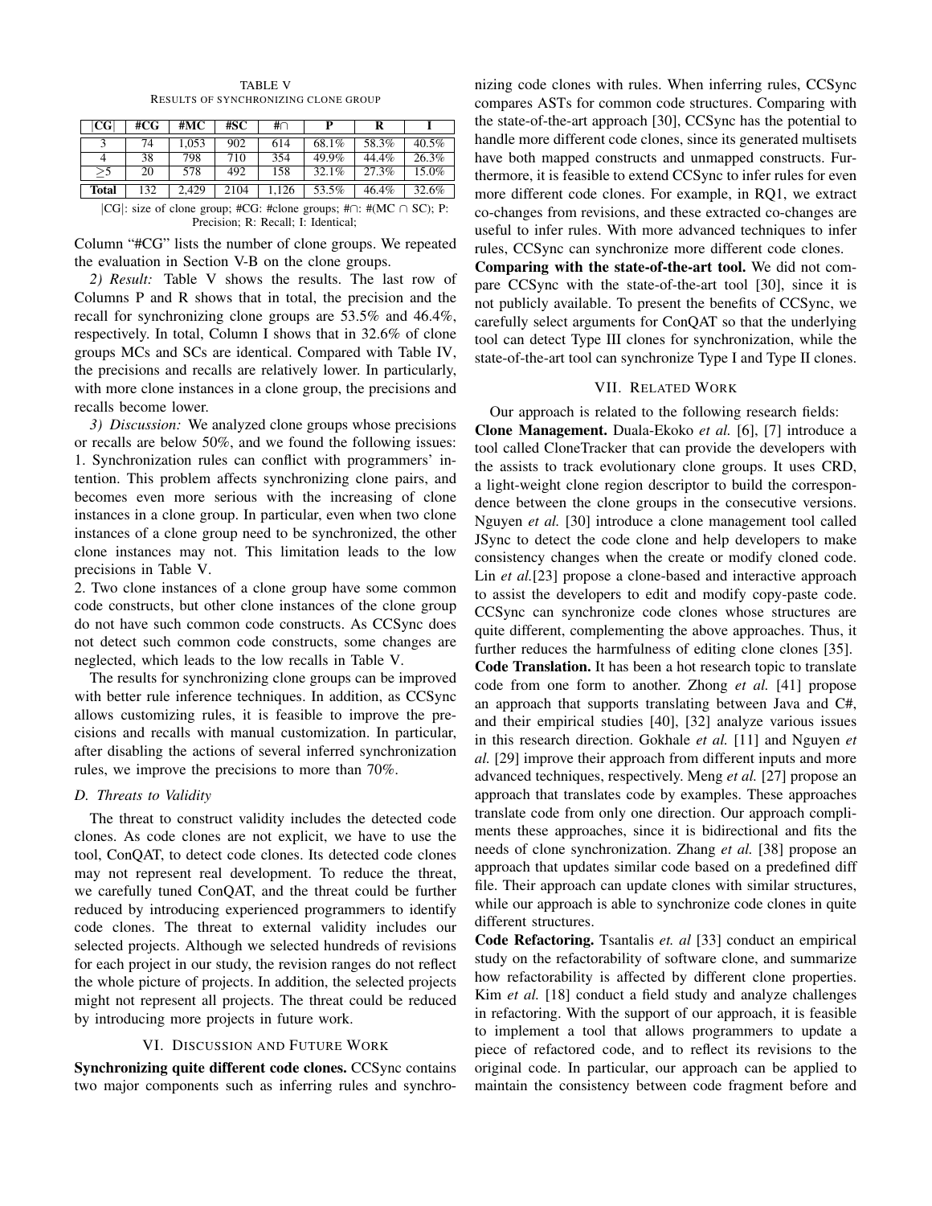TABLE V
RESULTS OF SYNCHRONIZING CLONE GROUP

| \|CG\| | #CG | #MC | #SC | #∩ | P | R | I |
|---|---|---|---|---|---|---|---|
| 3 | 74 | 1,053 | 902 | 614 | 68.1% | 58.3% | 40.5% |
| 4 | 38 | 798 | 710 | 354 | 49.9% | 44.4% | 26.3% |
| ≥5 | 20 | 578 | 492 | 158 | 32.1% | 27.3% | 15.0% |
| **Total** | 132 | 2,429 | 2104 | 1,126 | 53.5% | 46.4% | 32.6% |

|CG|: size of clone group; #CG: #clone groups; #∩: #(MC ∩ SC); P: Precision; R: Recall; I: Identical;

Column "#CG" lists the number of clone groups. We repeated the evaluation in Section V-B on the clone groups.

*2) Result:* Table V shows the results. The last row of Columns P and R shows that in total, the precision and the recall for synchronizing clone groups are 53.5% and 46.4%, respectively. In total, Column I shows that in 32.6% of clone groups MCs and SCs are identical. Compared with Table IV, the precisions and recalls are relatively lower. In particularly, with more clone instances in a clone group, the precisions and recalls become lower.

*3) Discussion:* We analyzed clone groups whose precisions or recalls are below 50%, and we found the following issues:
1. Synchronization rules can conflict with programmers' intention. This problem affects synchronizing clone pairs, and becomes even more serious with the increasing of clone instances in a clone group. In particular, even when two clone instances of a clone group need to be synchronized, the other clone instances may not. This limitation leads to the low precisions in Table V.
2. Two clone instances of a clone group have some common code constructs, but other clone instances of the clone group do not have such common code constructs. As CCSync does not detect such common code constructs, some changes are neglected, which leads to the low recalls in Table V.

The results for synchronizing clone groups can be improved with better rule inference techniques. In addition, as CCSync allows customizing rules, it is feasible to improve the precisions and recalls with manual customization. In particular, after disabling the actions of several inferred synchronization rules, we improve the precisions to more than 70%.

### D. Threats to Validity

The threat to construct validity includes the detected code clones. As code clones are not explicit, we have to use the tool, ConQAT, to detect code clones. Its detected code clones may not represent real development. To reduce the threat, we carefully tuned ConQAT, and the threat could be further reduced by introducing experienced programmers to identify code clones. The threat to external validity includes our selected projects. Although we selected hundreds of revisions for each project in our study, the revision ranges do not reflect the whole picture of projects. In addition, the selected projects might not represent all projects. The threat could be reduced by introducing more projects in future work.

## VI. Discussion and Future Work

**Synchronizing quite different code clones.** CCSync contains two major components such as inferring rules and synchronizing code clones with rules. When inferring rules, CCSync compares ASTs for common code structures. Comparing with the state-of-the-art approach [30], CCSync has the potential to handle more different code clones, since its generated multisets have both mapped constructs and unmapped constructs. Furthermore, it is feasible to extend CCSync to infer rules for even more different code clones. For example, in RQ1, we extract co-changes from revisions, and these extracted co-changes are useful to infer rules. With more advanced techniques to infer rules, CCSync can synchronize more different code clones.

**Comparing with the state-of-the-art tool.** We did not compare CCSync with the state-of-the-art tool [30], since it is not publicly available. To present the benefits of CCSync, we carefully select arguments for ConQAT so that the underlying tool can detect Type III clones for synchronization, while the state-of-the-art tool can synchronize Type I and Type II clones.

## VII. Related Work

Our approach is related to the following research fields:

**Clone Management.** Duala-Ekoko *et al.* [6], [7] introduce a tool called CloneTracker that can provide the developers with the assists to track evolutionary clone groups. It uses CRD, a light-weight clone region descriptor to build the correspondence between the clone groups in the consecutive versions. Nguyen *et al.* [30] introduce a clone management tool called JSync to detect the code clone and help developers to make consistency changes when the create or modify cloned code. Lin *et al.*[23] propose a clone-based and interactive approach to assist the developers to edit and modify copy-paste code. CCSync can synchronize code clones whose structures are quite different, complementing the above approaches. Thus, it further reduces the harmfulness of editing clone clones [35].

**Code Translation.** It has been a hot research topic to translate code from one form to another. Zhong *et al.* [41] propose an approach that supports translating between Java and C#, and their empirical studies [40], [32] analyze various issues in this research direction. Gokhale *et al.* [11] and Nguyen *et al.* [29] improve their approach from different inputs and more advanced techniques, respectively. Meng *et al.* [27] propose an approach that translates code by examples. These approaches translate code from only one direction. Our approach compliments these approaches, since it is bidirectional and fits the needs of clone synchronization. Zhang *et al.* [38] propose an approach that updates similar code based on a predefined diff file. Their approach can update clones with similar structures, while our approach is able to synchronize code clones in quite different structures.

**Code Refactoring.** Tsantalis *et. al* [33] conduct an empirical study on the refactorability of software clone, and summarize how refactorability is affected by different clone properties. Kim *et al.* [18] conduct a field study and analyze challenges in refactoring. With the support of our approach, it is feasible to implement a tool that allows programmers to update a piece of refactored code, and to reflect its revisions to the original code. In particular, our approach can be applied to maintain the consistency between code fragment before and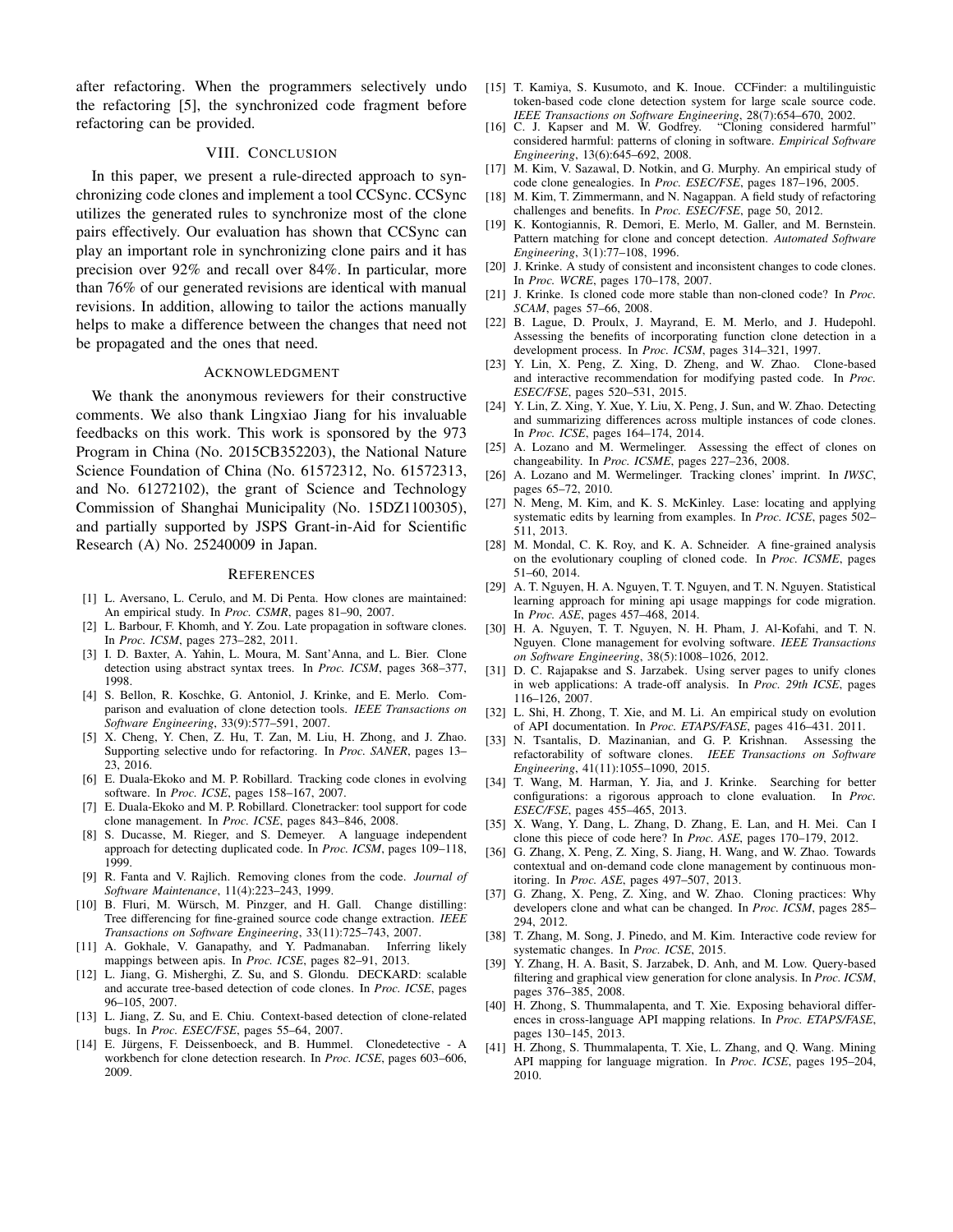after refactoring. When the programmers selectively undo the refactoring [5], the synchronized code fragment before refactoring can be provided.

## VIII. Conclusion

In this paper, we present a rule-directed approach to synchronizing code clones and implement a tool CCSync. CCSync utilizes the generated rules to synchronize most of the clone pairs effectively. Our evaluation has shown that CCSync can play an important role in synchronizing clone pairs and it has precision over 92% and recall over 84%. In particular, more than 76% of our generated revisions are identical with manual revisions. In addition, allowing to tailor the actions manually helps to make a difference between the changes that need not be propagated and the ones that need.

## Acknowledgment

We thank the anonymous reviewers for their constructive comments. We also thank Lingxiao Jiang for his invaluable feedbacks on this work. This work is sponsored by the 973 Program in China (No. 2015CB352203), the National Nature Science Foundation of China (No. 61572312, No. 61572313, and No. 61272102), the grant of Science and Technology Commission of Shanghai Municipality (No. 15DZ1100305), and partially supported by JSPS Grant-in-Aid for Scientific Research (A) No. 25240009 in Japan.

## References

[1] L. Aversano, L. Cerulo, and M. Di Penta. How clones are maintained: An empirical study. In *Proc. CSMR*, pages 81–90, 2007.

[2] L. Barbour, F. Khomh, and Y. Zou. Late propagation in software clones. In *Proc. ICSM*, pages 273–282, 2011.

[3] I. D. Baxter, A. Yahin, L. Moura, M. Sant'Anna, and L. Bier. Clone detection using abstract syntax trees. In *Proc. ICSM*, pages 368–377, 1998.

[4] S. Bellon, R. Koschke, G. Antoniol, J. Krinke, and E. Merlo. Comparison and evaluation of clone detection tools. *IEEE Transactions on Software Engineering*, 33(9):577–591, 2007.

[5] X. Cheng, Y. Chen, Z. Hu, T. Zan, M. Liu, H. Zhong, and J. Zhao. Supporting selective undo for refactoring. In *Proc. SANER*, pages 13–23, 2016.

[6] E. Duala-Ekoko and M. P. Robillard. Tracking code clones in evolving software. In *Proc. ICSE*, pages 158–167, 2007.

[7] E. Duala-Ekoko and M. P. Robillard. Clonetracker: tool support for code clone management. In *Proc. ICSE*, pages 843–846, 2008.

[8] S. Ducasse, M. Rieger, and S. Demeyer. A language independent approach for detecting duplicated code. In *Proc. ICSM*, pages 109–118, 1999.

[9] R. Fanta and V. Rajlich. Removing clones from the code. *Journal of Software Maintenance*, 11(4):223–243, 1999.

[10] B. Fluri, M. Würsch, M. Pinzger, and H. Gall. Change distilling: Tree differencing for fine-grained source code change extraction. *IEEE Transactions on Software Engineering*, 33(11):725–743, 2007.

[11] A. Gokhale, V. Ganapathy, and Y. Padmanaban. Inferring likely mappings between apis. In *Proc. ICSE*, pages 82–91, 2013.

[12] L. Jiang, G. Misherghi, Z. Su, and S. Glondu. DECKARD: scalable and accurate tree-based detection of code clones. In *Proc. ICSE*, pages 96–105, 2007.

[13] L. Jiang, Z. Su, and E. Chiu. Context-based detection of clone-related bugs. In *Proc. ESEC/FSE*, pages 55–64, 2007.

[14] E. Jürgens, F. Deissenboeck, and B. Hummel. Clonedetective - A workbench for clone detection research. In *Proc. ICSE*, pages 603–606, 2009.

[15] T. Kamiya, S. Kusumoto, and K. Inoue. CCFinder: a multilinguistic token-based code clone detection system for large scale source code. *IEEE Transactions on Software Engineering*, 28(7):654–670, 2002.

[16] C. J. Kapser and M. W. Godfrey. "Cloning considered harmful" considered harmful: patterns of cloning in software. *Empirical Software Engineering*, 13(6):645–692, 2008.

[17] M. Kim, V. Sazawal, D. Notkin, and G. Murphy. An empirical study of code clone genealogies. In *Proc. ESEC/FSE*, pages 187–196, 2005.

[18] M. Kim, T. Zimmermann, and N. Nagappan. A field study of refactoring challenges and benefits. In *Proc. ESEC/FSE*, page 50, 2012.

[19] K. Kontogiannis, R. Demori, E. Merlo, M. Galler, and M. Bernstein. Pattern matching for clone and concept detection. *Automated Software Engineering*, 3(1):77–108, 1996.

[20] J. Krinke. A study of consistent and inconsistent changes to code clones. In *Proc. WCRE*, pages 170–178, 2007.

[21] J. Krinke. Is cloned code more stable than non-cloned code? In *Proc. SCAM*, pages 57–66, 2008.

[22] B. Lague, D. Proulx, J. Mayrand, E. M. Merlo, and J. Hudepohl. Assessing the benefits of incorporating function clone detection in a development process. In *Proc. ICSM*, pages 314–321, 1997.

[23] Y. Lin, X. Peng, Z. Xing, D. Zheng, and W. Zhao. Clone-based and interactive recommendation for modifying pasted code. In *Proc. ESEC/FSE*, pages 520–531, 2015.

[24] Y. Lin, Z. Xing, Y. Xue, Y. Liu, X. Peng, J. Sun, and W. Zhao. Detecting and summarizing differences across multiple instances of code clones. In *Proc. ICSE*, pages 164–174, 2014.

[25] A. Lozano and M. Wermelinger. Assessing the effect of clones on changeability. In *Proc. ICSME*, pages 227–236, 2008.

[26] A. Lozano and M. Wermelinger. Tracking clones' imprint. In *IWSC*, pages 65–72, 2010.

[27] N. Meng, M. Kim, and K. S. McKinley. Lase: locating and applying systematic edits by learning from examples. In *Proc. ICSE*, pages 502–511, 2013.

[28] M. Mondal, C. K. Roy, and K. A. Schneider. A fine-grained analysis on the evolutionary coupling of cloned code. In *Proc. ICSME*, pages 51–60, 2014.

[29] A. T. Nguyen, H. A. Nguyen, T. T. Nguyen, and T. N. Nguyen. Statistical learning approach for mining api usage mappings for code migration. In *Proc. ASE*, pages 457–468, 2014.

[30] H. A. Nguyen, T. T. Nguyen, N. H. Pham, J. Al-Kofahi, and T. N. Nguyen. Clone management for evolving software. *IEEE Transactions on Software Engineering*, 38(5):1008–1026, 2012.

[31] D. C. Rajapakse and S. Jarzabek. Using server pages to unify clones in web applications: A trade-off analysis. In *Proc. 29th ICSE*, pages 116–126, 2007.

[32] L. Shi, H. Zhong, T. Xie, and M. Li. An empirical study on evolution of API documentation. In *Proc. ETAPS/FASE*, pages 416–431. 2011.

[33] N. Tsantalis, D. Mazinanian, and G. P. Krishnan. Assessing the refactorability of software clones. *IEEE Transactions on Software Engineering*, 41(11):1055–1090, 2015.

[34] T. Wang, M. Harman, Y. Jia, and J. Krinke. Searching for better configurations: a rigorous approach to clone evaluation. In *Proc. ESEC/FSE*, pages 455–465, 2013.

[35] X. Wang, Y. Dang, L. Zhang, D. Zhang, E. Lan, and H. Mei. Can I clone this piece of code here? In *Proc. ASE*, pages 170–179, 2012.

[36] G. Zhang, X. Peng, Z. Xing, S. Jiang, H. Wang, and W. Zhao. Towards contextual and on-demand code clone management by continuous monitoring. In *Proc. ASE*, pages 497–507, 2013.

[37] G. Zhang, X. Peng, Z. Xing, and W. Zhao. Cloning practices: Why developers clone and what can be changed. In *Proc. ICSM*, pages 285–294, 2012.

[38] T. Zhang, M. Song, J. Pinedo, and M. Kim. Interactive code review for systematic changes. In *Proc. ICSE*, 2015.

[39] Y. Zhang, H. A. Basit, S. Jarzabek, D. Anh, and M. Low. Query-based filtering and graphical view generation for clone analysis. In *Proc. ICSM*, pages 376–385, 2008.

[40] H. Zhong, S. Thummalapenta, and T. Xie. Exposing behavioral differences in cross-language API mapping relations. In *Proc. ETAPS/FASE*, pages 130–145, 2013.

[41] H. Zhong, S. Thummalapenta, T. Xie, L. Zhang, and Q. Wang. Mining API mapping for language migration. In *Proc. ICSE*, pages 195–204, 2010.